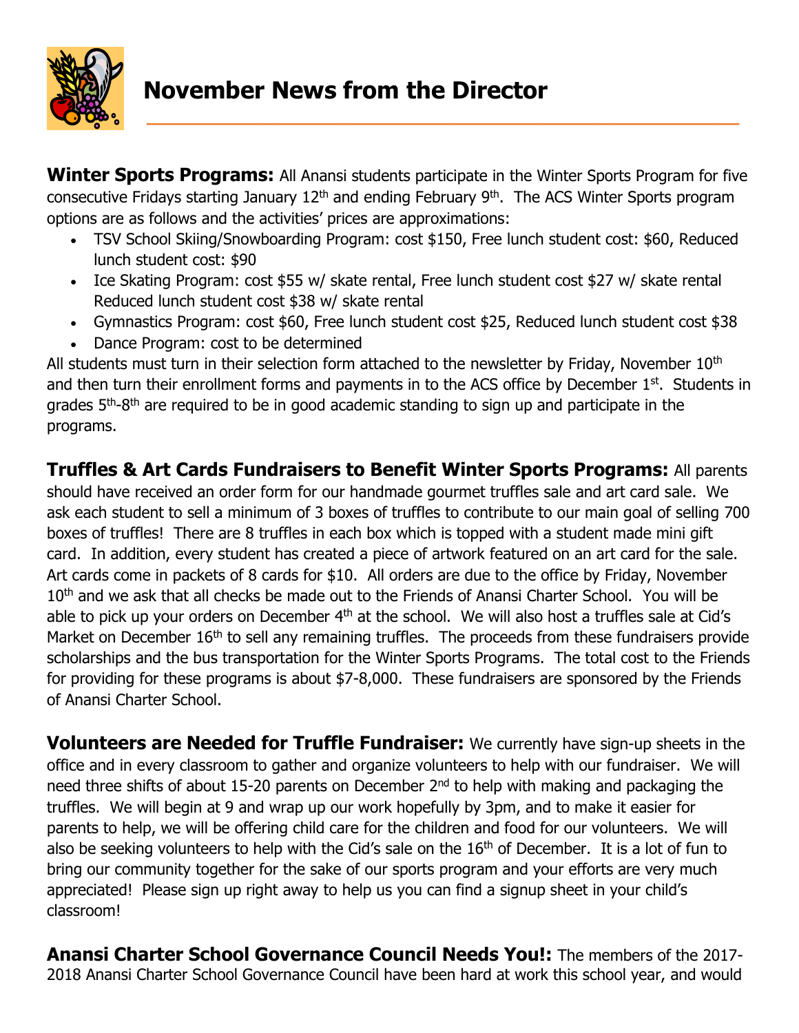# November News from the Director

**Winter Sports Programs:** All Anansi students participate in the Winter Sports Program for five consecutive Fridays starting January 12th and ending February 9th. The ACS Winter Sports program options are as follows and the activities' prices are approximations:

- TSV School Skiing/Snowboarding Program: cost $150, Free lunch student cost: $60, Reduced lunch student cost: $90
- Ice Skating Program: cost $55 w/ skate rental, Free lunch student cost $27 w/ skate rental Reduced lunch student cost $38 w/ skate rental
- Gymnastics Program: cost $60, Free lunch student cost $25, Reduced lunch student cost $38
- Dance Program: cost to be determined

All students must turn in their selection form attached to the newsletter by Friday, November 10th and then turn their enrollment forms and payments in to the ACS office by December 1st. Students in grades 5th-8th are required to be in good academic standing to sign up and participate in the programs.

**Truffles & Art Cards Fundraisers to Benefit Winter Sports Programs:** All parents should have received an order form for our handmade gourmet truffles sale and art card sale. We ask each student to sell a minimum of 3 boxes of truffles to contribute to our main goal of selling 700 boxes of truffles! There are 8 truffles in each box which is topped with a student made mini gift card. In addition, every student has created a piece of artwork featured on an art card for the sale. Art cards come in packets of 8 cards for $10. All orders are due to the office by Friday, November 10th and we ask that all checks be made out to the Friends of Anansi Charter School. You will be able to pick up your orders on December 4th at the school. We will also host a truffles sale at Cid's Market on December 16th to sell any remaining truffles. The proceeds from these fundraisers provide scholarships and the bus transportation for the Winter Sports Programs. The total cost to the Friends for providing for these programs is about $7-8,000. These fundraisers are sponsored by the Friends of Anansi Charter School.

**Volunteers are Needed for Truffle Fundraiser:** We currently have sign-up sheets in the office and in every classroom to gather and organize volunteers to help with our fundraiser. We will need three shifts of about 15-20 parents on December 2nd to help with making and packaging the truffles. We will begin at 9 and wrap up our work hopefully by 3pm, and to make it easier for parents to help, we will be offering child care for the children and food for our volunteers. We will also be seeking volunteers to help with the Cid's sale on the 16th of December. It is a lot of fun to bring our community together for the sake of our sports program and your efforts are very much appreciated! Please sign up right away to help us you can find a signup sheet in your child's classroom!

**Anansi Charter School Governance Council Needs You!:** The members of the 2017-2018 Anansi Charter School Governance Council have been hard at work this school year, and would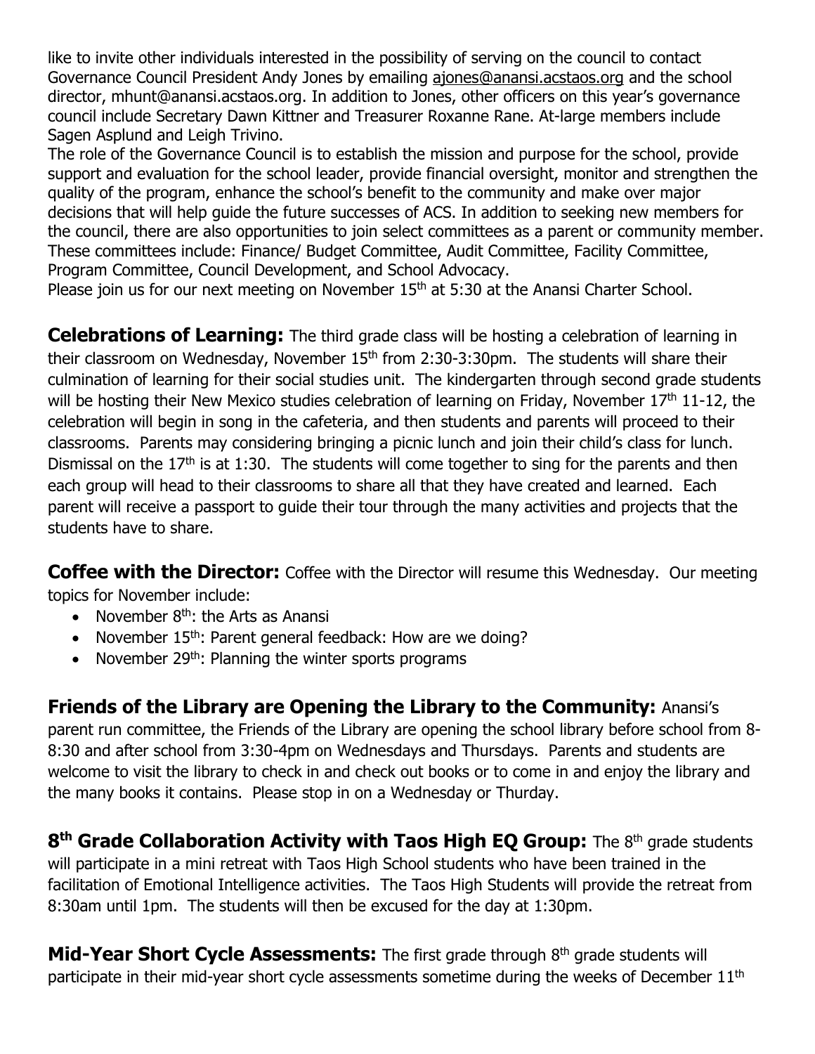like to invite other individuals interested in the possibility of serving on the council to contact Governance Council President Andy Jones by emailing ajones@anansi.acstaos.org and the school director, mhunt@anansi.acstaos.org. In addition to Jones, other officers on this year's governance council include Secretary Dawn Kittner and Treasurer Roxanne Rane. At-large members include Sagen Asplund and Leigh Trivino.

The role of the Governance Council is to establish the mission and purpose for the school, provide support and evaluation for the school leader, provide financial oversight, monitor and strengthen the quality of the program, enhance the school's benefit to the community and make over major decisions that will help guide the future successes of ACS. In addition to seeking new members for the council, there are also opportunities to join select committees as a parent or community member. These committees include: Finance/ Budget Committee, Audit Committee, Facility Committee, Program Committee, Council Development, and School Advocacy.

Please join us for our next meeting on November 15th at 5:30 at the Anansi Charter School.

**Celebrations of Learning:** The third grade class will be hosting a celebration of learning in their classroom on Wednesday, November 15th from 2:30-3:30pm. The students will share their culmination of learning for their social studies unit. The kindergarten through second grade students will be hosting their New Mexico studies celebration of learning on Friday, November 17th 11-12, the celebration will begin in song in the cafeteria, and then students and parents will proceed to their classrooms. Parents may considering bringing a picnic lunch and join their child's class for lunch. Dismissal on the 17th is at 1:30. The students will come together to sing for the parents and then each group will head to their classrooms to share all that they have created and learned. Each parent will receive a passport to guide their tour through the many activities and projects that the students have to share.

**Coffee with the Director:** Coffee with the Director will resume this Wednesday. Our meeting topics for November include:

- November 8th: the Arts as Anansi
- November 15th: Parent general feedback: How are we doing?
- November 29th: Planning the winter sports programs

**Friends of the Library are Opening the Library to the Community:** Anansi's parent run committee, the Friends of the Library are opening the school library before school from 8-8:30 and after school from 3:30-4pm on Wednesdays and Thursdays. Parents and students are welcome to visit the library to check in and check out books or to come in and enjoy the library and the many books it contains. Please stop in on a Wednesday or Thurday.

**8th Grade Collaboration Activity with Taos High EQ Group:** The 8th grade students will participate in a mini retreat with Taos High School students who have been trained in the facilitation of Emotional Intelligence activities. The Taos High Students will provide the retreat from 8:30am until 1pm. The students will then be excused for the day at 1:30pm.

**Mid-Year Short Cycle Assessments:** The first grade through 8th grade students will participate in their mid-year short cycle assessments sometime during the weeks of December 11th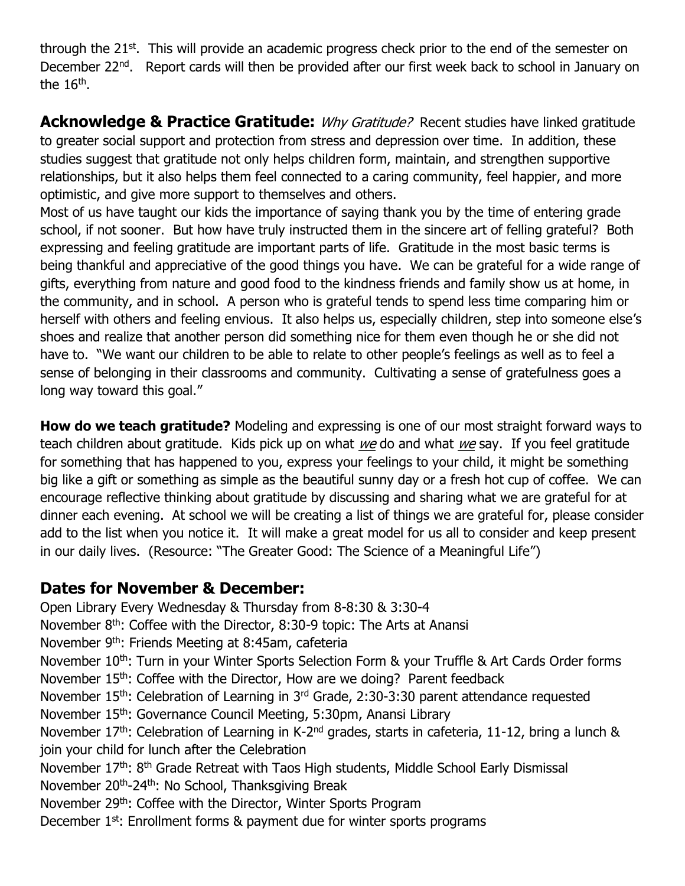through the 21st. This will provide an academic progress check prior to the end of the semester on December 22nd. Report cards will then be provided after our first week back to school in January on the 16th.

**Acknowledge & Practice Gratitude:** *Why Gratitude?* Recent studies have linked gratitude to greater social support and protection from stress and depression over time. In addition, these studies suggest that gratitude not only helps children form, maintain, and strengthen supportive relationships, but it also helps them feel connected to a caring community, feel happier, and more optimistic, and give more support to themselves and others.

Most of us have taught our kids the importance of saying thank you by the time of entering grade school, if not sooner. But how have truly instructed them in the sincere art of felling grateful? Both expressing and feeling gratitude are important parts of life. Gratitude in the most basic terms is being thankful and appreciative of the good things you have. We can be grateful for a wide range of gifts, everything from nature and good food to the kindness friends and family show us at home, in the community, and in school. A person who is grateful tends to spend less time comparing him or herself with others and feeling envious. It also helps us, especially children, step into someone else's shoes and realize that another person did something nice for them even though he or she did not have to. "We want our children to be able to relate to other people's feelings as well as to feel a sense of belonging in their classrooms and community. Cultivating a sense of gratefulness goes a long way toward this goal."

**How do we teach gratitude?** Modeling and expressing is one of our most straight forward ways to teach children about gratitude. Kids pick up on what *we* do and what *we* say. If you feel gratitude for something that has happened to you, express your feelings to your child, it might be something big like a gift or something as simple as the beautiful sunny day or a fresh hot cup of coffee. We can encourage reflective thinking about gratitude by discussing and sharing what we are grateful for at dinner each evening. At school we will be creating a list of things we are grateful for, please consider add to the list when you notice it. It will make a great model for us all to consider and keep present in our daily lives. (Resource: "The Greater Good: The Science of a Meaningful Life")

## Dates for November & December:

Open Library Every Wednesday & Thursday from 8-8:30 & 3:30-4
November 8th: Coffee with the Director, 8:30-9 topic: The Arts at Anansi
November 9th: Friends Meeting at 8:45am, cafeteria
November 10th: Turn in your Winter Sports Selection Form & your Truffle & Art Cards Order forms
November 15th: Coffee with the Director, How are we doing? Parent feedback
November 15th: Celebration of Learning in 3rd Grade, 2:30-3:30 parent attendance requested
November 15th: Governance Council Meeting, 5:30pm, Anansi Library
November 17th: Celebration of Learning in K-2nd grades, starts in cafeteria, 11-12, bring a lunch & join your child for lunch after the Celebration
November 17th: 8th Grade Retreat with Taos High students, Middle School Early Dismissal
November 20th-24th: No School, Thanksgiving Break
November 29th: Coffee with the Director, Winter Sports Program
December 1st: Enrollment forms & payment due for winter sports programs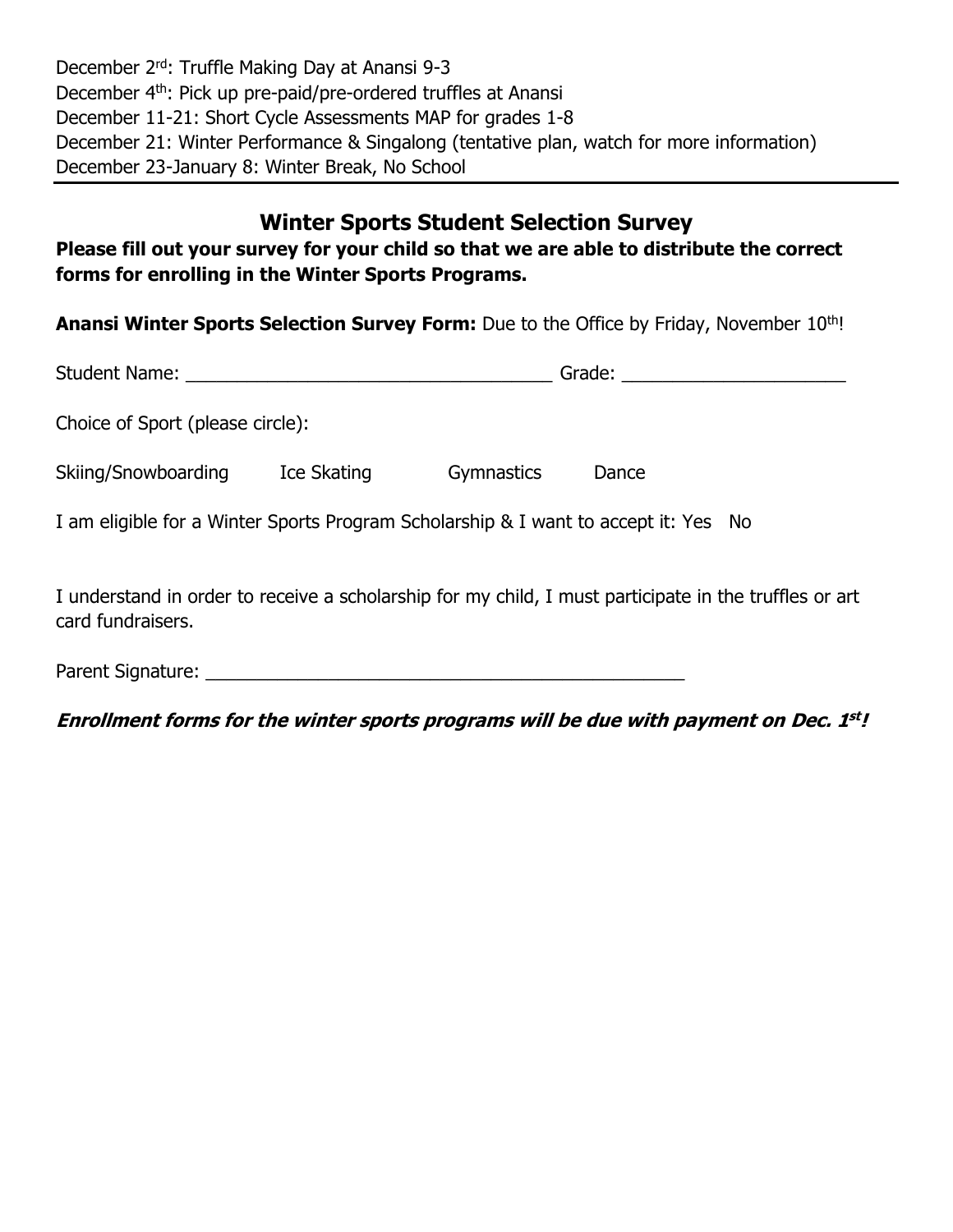December 2nd: Truffle Making Day at Anansi 9-3
December 4th: Pick up pre-paid/pre-ordered truffles at Anansi
December 11-21: Short Cycle Assessments MAP for grades 1-8
December 21: Winter Performance & Singalong (tentative plan, watch for more information)
December 23-January 8: Winter Break, No School

---

## Winter Sports Student Selection Survey

**Please fill out your survey for your child so that we are able to distribute the correct forms for enrolling in the Winter Sports Programs.**

**Anansi Winter Sports Selection Survey Form:** Due to the Office by Friday, November 10th!

Student Name: ____________________________________ Grade: ______________________

Choice of Sport (please circle):

Skiing/Snowboarding    Ice Skating    Gymnastics    Dance

I am eligible for a Winter Sports Program Scholarship & I want to accept it: Yes   No

I understand in order to receive a scholarship for my child, I must participate in the truffles or art card fundraisers.

Parent Signature: ________________________________________________

***Enrollment forms for the winter sports programs will be due with payment on Dec. 1st!***